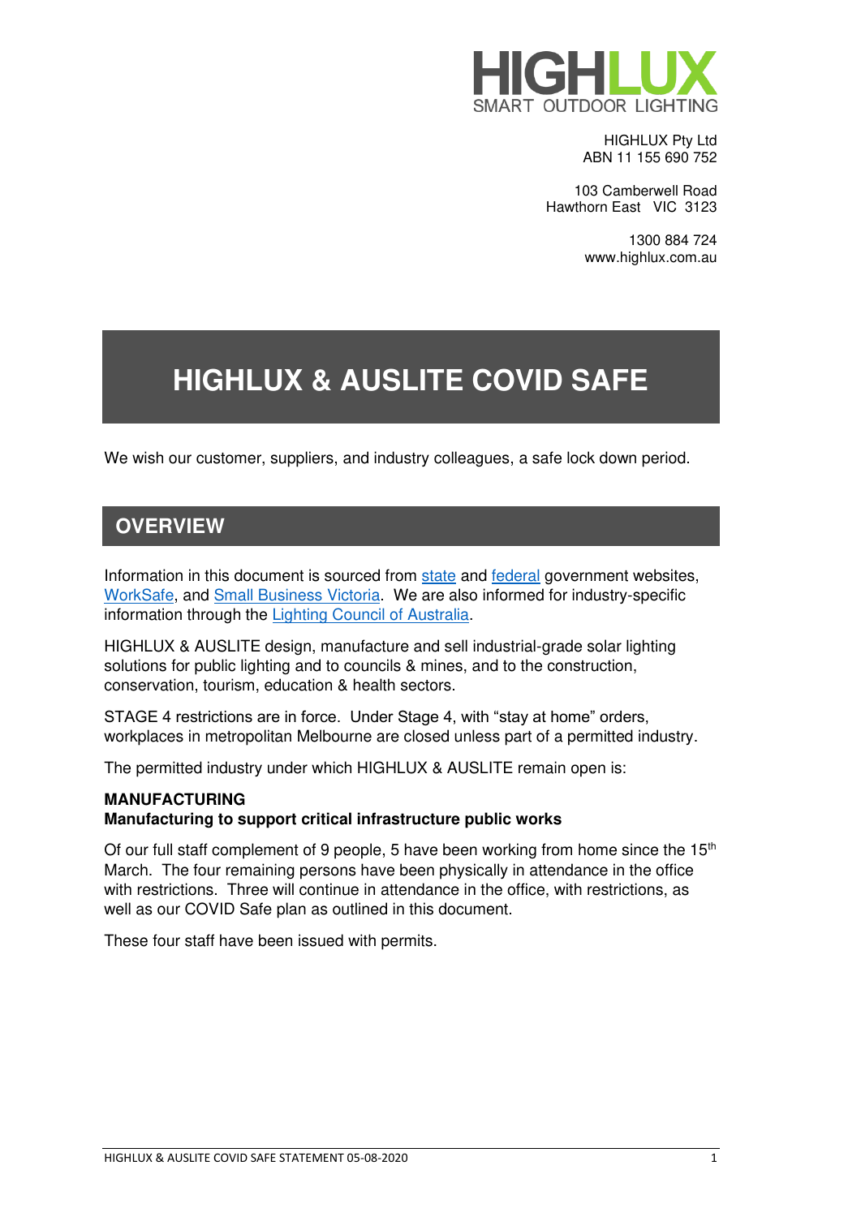HIGHLUX
SMART OUTDOOR LIGHTING

HIGHLUX Pty Ltd
ABN 11 155 690 752

103 Camberwell Road
Hawthorn East VIC 3123

1300 884 724
www.highlux.com.au

# HIGHLUX & AUSLITE COVID SAFE

We wish our customer, suppliers, and industry colleagues, a safe lock down period.

## OVERVIEW

Information in this document is sourced from state and federal government websites, WorkSafe, and Small Business Victoria. We are also informed for industry-specific information through the Lighting Council of Australia.

HIGHLUX & AUSLITE design, manufacture and sell industrial-grade solar lighting solutions for public lighting and to councils & mines, and to the construction, conservation, tourism, education & health sectors.

STAGE 4 restrictions are in force. Under Stage 4, with "stay at home" orders, workplaces in metropolitan Melbourne are closed unless part of a permitted industry.

The permitted industry under which HIGHLUX & AUSLITE remain open is:

**MANUFACTURING**
**Manufacturing to support critical infrastructure public works**

Of our full staff complement of 9 people, 5 have been working from home since the 15th March. The four remaining persons have been physically in attendance in the office with restrictions. Three will continue in attendance in the office, with restrictions, as well as our COVID Safe plan as outlined in this document.

These four staff have been issued with permits.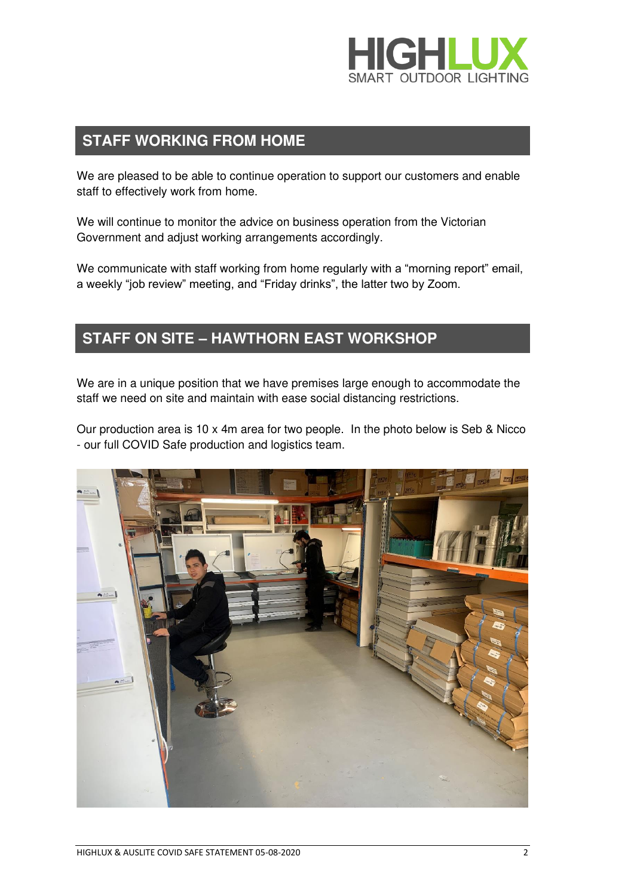## STAFF WORKING FROM HOME

We are pleased to be able to continue operation to support our customers and enable staff to effectively work from home.

We will continue to monitor the advice on business operation from the Victorian Government and adjust working arrangements accordingly.

We communicate with staff working from home regularly with a "morning report" email, a weekly "job review" meeting, and "Friday drinks", the latter two by Zoom.

## STAFF ON SITE – HAWTHORN EAST WORKSHOP

We are in a unique position that we have premises large enough to accommodate the staff we need on site and maintain with ease social distancing restrictions.

Our production area is 10 x 4m area for two people. In the photo below is Seb & Nicco - our full COVID Safe production and logistics team.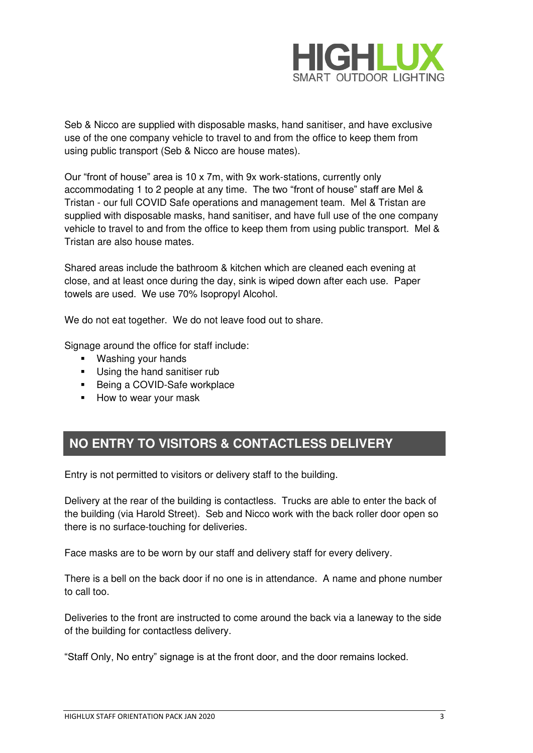Seb & Nicco are supplied with disposable masks, hand sanitiser, and have exclusive use of the one company vehicle to travel to and from the office to keep them from using public transport (Seb & Nicco are house mates).

Our "front of house" area is 10 x 7m, with 9x work-stations, currently only accommodating 1 to 2 people at any time. The two "front of house" staff are Mel & Tristan - our full COVID Safe operations and management team. Mel & Tristan are supplied with disposable masks, hand sanitiser, and have full use of the one company vehicle to travel to and from the office to keep them from using public transport. Mel & Tristan are also house mates.

Shared areas include the bathroom & kitchen which are cleaned each evening at close, and at least once during the day, sink is wiped down after each use. Paper towels are used. We use 70% Isopropyl Alcohol.

We do not eat together. We do not leave food out to share.

Signage around the office for staff include:

- Washing your hands
- Using the hand sanitiser rub
- Being a COVID-Safe workplace
- How to wear your mask

## NO ENTRY TO VISITORS & CONTACTLESS DELIVERY

Entry is not permitted to visitors or delivery staff to the building.

Delivery at the rear of the building is contactless. Trucks are able to enter the back of the building (via Harold Street). Seb and Nicco work with the back roller door open so there is no surface-touching for deliveries.

Face masks are to be worn by our staff and delivery staff for every delivery.

There is a bell on the back door if no one is in attendance. A name and phone number to call too.

Deliveries to the front are instructed to come around the back via a laneway to the side of the building for contactless delivery.

"Staff Only, No entry" signage is at the front door, and the door remains locked.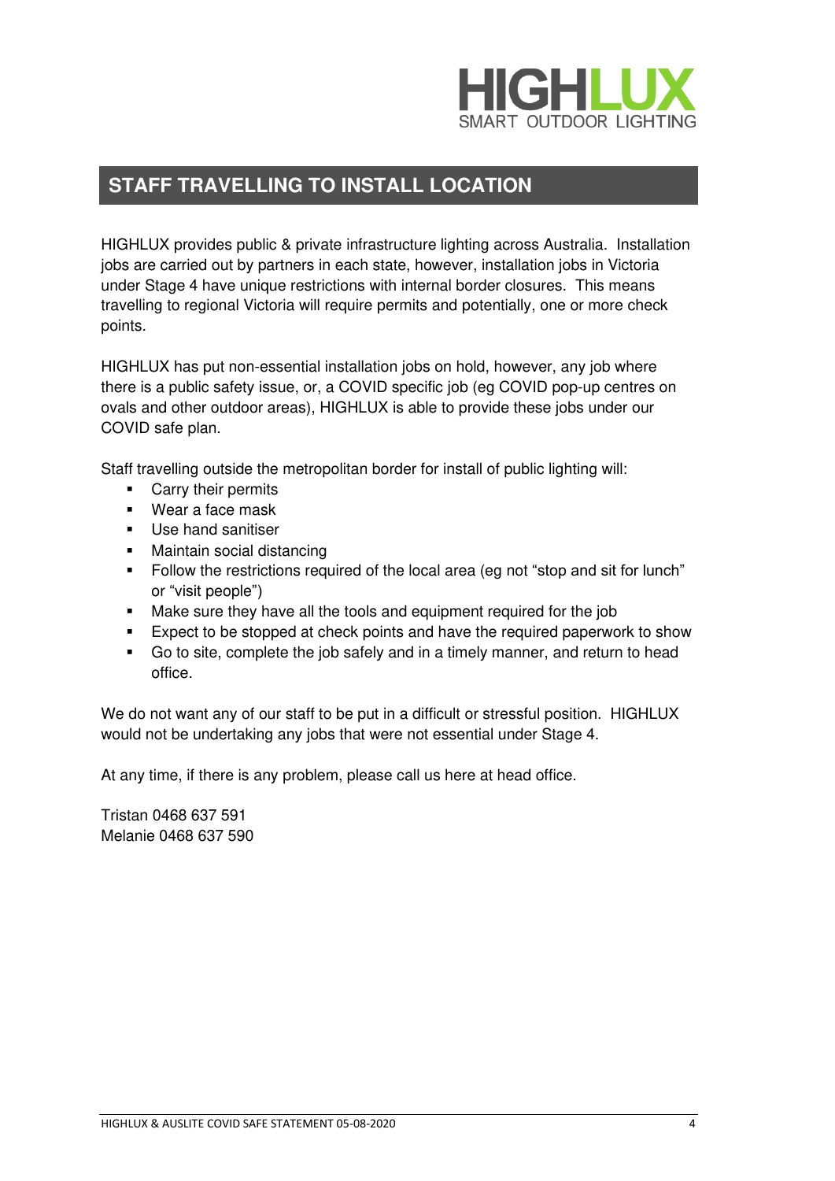## STAFF TRAVELLING TO INSTALL LOCATION

HIGHLUX provides public & private infrastructure lighting across Australia. Installation jobs are carried out by partners in each state, however, installation jobs in Victoria under Stage 4 have unique restrictions with internal border closures. This means travelling to regional Victoria will require permits and potentially, one or more check points.

HIGHLUX has put non-essential installation jobs on hold, however, any job where there is a public safety issue, or, a COVID specific job (eg COVID pop-up centres on ovals and other outdoor areas), HIGHLUX is able to provide these jobs under our COVID safe plan.

Staff travelling outside the metropolitan border for install of public lighting will:

- Carry their permits
- Wear a face mask
- Use hand sanitiser
- Maintain social distancing
- Follow the restrictions required of the local area (eg not "stop and sit for lunch" or "visit people")
- Make sure they have all the tools and equipment required for the job
- Expect to be stopped at check points and have the required paperwork to show
- Go to site, complete the job safely and in a timely manner, and return to head office.

We do not want any of our staff to be put in a difficult or stressful position. HIGHLUX would not be undertaking any jobs that were not essential under Stage 4.

At any time, if there is any problem, please call us here at head office.

Tristan 0468 637 591
Melanie 0468 637 590